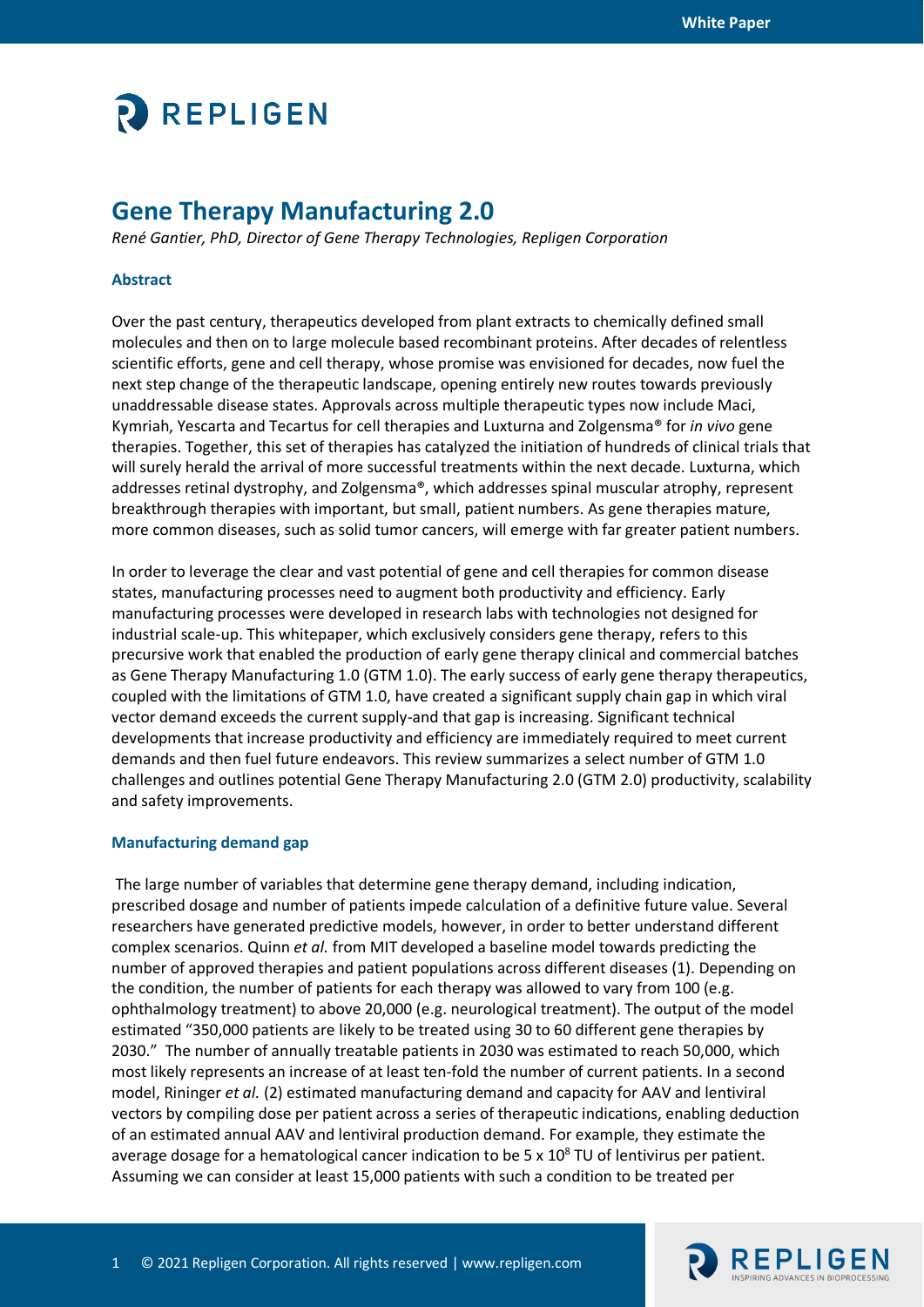# Gene Therapy Manufacturing 2.0

*René Gantier, PhD, Director of Gene Therapy Technologies, Repligen Corporation*

## Abstract

Over the past century, therapeutics developed from plant extracts to chemically defined small molecules and then on to large molecule based recombinant proteins. After decades of relentless scientific efforts, gene and cell therapy, whose promise was envisioned for decades, now fuel the next step change of the therapeutic landscape, opening entirely new routes towards previously unaddressable disease states. Approvals across multiple therapeutic types now include Maci, Kymriah, Yescarta and Tecartus for cell therapies and Luxturna and Zolgensma® for *in vivo* gene therapies. Together, this set of therapies has catalyzed the initiation of hundreds of clinical trials that will surely herald the arrival of more successful treatments within the next decade. Luxturna, which addresses retinal dystrophy, and Zolgensma®, which addresses spinal muscular atrophy, represent breakthrough therapies with important, but small, patient numbers. As gene therapies mature, more common diseases, such as solid tumor cancers, will emerge with far greater patient numbers.

In order to leverage the clear and vast potential of gene and cell therapies for common disease states, manufacturing processes need to augment both productivity and efficiency. Early manufacturing processes were developed in research labs with technologies not designed for industrial scale-up. This whitepaper, which exclusively considers gene therapy, refers to this precursive work that enabled the production of early gene therapy clinical and commercial batches as Gene Therapy Manufacturing 1.0 (GTM 1.0). The early success of early gene therapy therapeutics, coupled with the limitations of GTM 1.0, have created a significant supply chain gap in which viral vector demand exceeds the current supply-and that gap is increasing. Significant technical developments that increase productivity and efficiency are immediately required to meet current demands and then fuel future endeavors. This review summarizes a select number of GTM 1.0 challenges and outlines potential Gene Therapy Manufacturing 2.0 (GTM 2.0) productivity, scalability and safety improvements.

## Manufacturing demand gap

The large number of variables that determine gene therapy demand, including indication, prescribed dosage and number of patients impede calculation of a definitive future value. Several researchers have generated predictive models, however, in order to better understand different complex scenarios. Quinn *et al.* from MIT developed a baseline model towards predicting the number of approved therapies and patient populations across different diseases (1). Depending on the condition, the number of patients for each therapy was allowed to vary from 100 (e.g. ophthalmology treatment) to above 20,000 (e.g. neurological treatment). The output of the model estimated "350,000 patients are likely to be treated using 30 to 60 different gene therapies by 2030." The number of annually treatable patients in 2030 was estimated to reach 50,000, which most likely represents an increase of at least ten-fold the number of current patients. In a second model, Rininger *et al.* (2) estimated manufacturing demand and capacity for AAV and lentiviral vectors by compiling dose per patient across a series of therapeutic indications, enabling deduction of an estimated annual AAV and lentiviral production demand. For example, they estimate the average dosage for a hematological cancer indication to be $5 \times 10^8$ TU of lentivirus per patient. Assuming we can consider at least 15,000 patients with such a condition to be treated per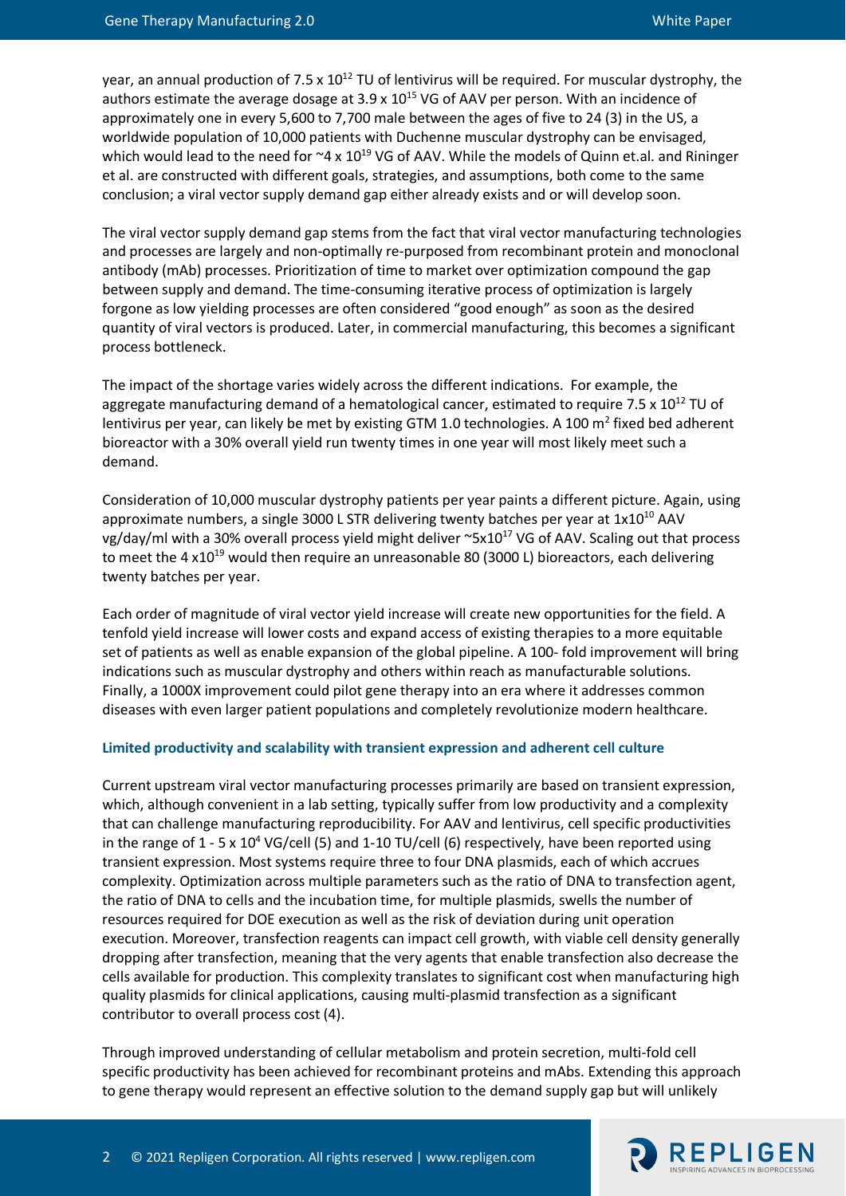year, an annual production of $7.5 \times 10^{12}$ TU of lentivirus will be required. For muscular dystrophy, the authors estimate the average dosage at $3.9 \times 10^{15}$ VG of AAV per person. With an incidence of approximately one in every 5,600 to 7,700 male between the ages of five to 24 (3) in the US, a worldwide population of 10,000 patients with Duchenne muscular dystrophy can be envisaged, which would lead to the need for ~$4 \times 10^{19}$ VG of AAV. While the models of Quinn et.al. and Rininger et al. are constructed with different goals, strategies, and assumptions, both come to the same conclusion; a viral vector supply demand gap either already exists and or will develop soon.

The viral vector supply demand gap stems from the fact that viral vector manufacturing technologies and processes are largely and non-optimally re-purposed from recombinant protein and monoclonal antibody (mAb) processes. Prioritization of time to market over optimization compound the gap between supply and demand. The time-consuming iterative process of optimization is largely forgone as low yielding processes are often considered "good enough" as soon as the desired quantity of viral vectors is produced. Later, in commercial manufacturing, this becomes a significant process bottleneck.

The impact of the shortage varies widely across the different indications. For example, the aggregate manufacturing demand of a hematological cancer, estimated to require $7.5 \times 10^{12}$ TU of lentivirus per year, can likely be met by existing GTM 1.0 technologies. A 100 $m^2$ fixed bed adherent bioreactor with a 30% overall yield run twenty times in one year will most likely meet such a demand.

Consideration of 10,000 muscular dystrophy patients per year paints a different picture. Again, using approximate numbers, a single 3000 L STR delivering twenty batches per year at $1 \times 10^{10}$ AAV vg/day/ml with a 30% overall process yield might deliver ~$5 \times 10^{17}$ VG of AAV. Scaling out that process to meet the $4 \times 10^{19}$ would then require an unreasonable 80 (3000 L) bioreactors, each delivering twenty batches per year.

Each order of magnitude of viral vector yield increase will create new opportunities for the field. A tenfold yield increase will lower costs and expand access of existing therapies to a more equitable set of patients as well as enable expansion of the global pipeline. A 100- fold improvement will bring indications such as muscular dystrophy and others within reach as manufacturable solutions. Finally, a 1000X improvement could pilot gene therapy into an era where it addresses common diseases with even larger patient populations and completely revolutionize modern healthcare.

### Limited productivity and scalability with transient expression and adherent cell culture

Current upstream viral vector manufacturing processes primarily are based on transient expression, which, although convenient in a lab setting, typically suffer from low productivity and a complexity that can challenge manufacturing reproducibility. For AAV and lentivirus, cell specific productivities in the range of 1 - $5 \times 10^4$ VG/cell (5) and 1-10 TU/cell (6) respectively, have been reported using transient expression. Most systems require three to four DNA plasmids, each of which accrues complexity. Optimization across multiple parameters such as the ratio of DNA to transfection agent, the ratio of DNA to cells and the incubation time, for multiple plasmids, swells the number of resources required for DOE execution as well as the risk of deviation during unit operation execution. Moreover, transfection reagents can impact cell growth, with viable cell density generally dropping after transfection, meaning that the very agents that enable transfection also decrease the cells available for production. This complexity translates to significant cost when manufacturing high quality plasmids for clinical applications, causing multi-plasmid transfection as a significant contributor to overall process cost (4).

Through improved understanding of cellular metabolism and protein secretion, multi-fold cell specific productivity has been achieved for recombinant proteins and mAbs. Extending this approach to gene therapy would represent an effective solution to the demand supply gap but will unlikely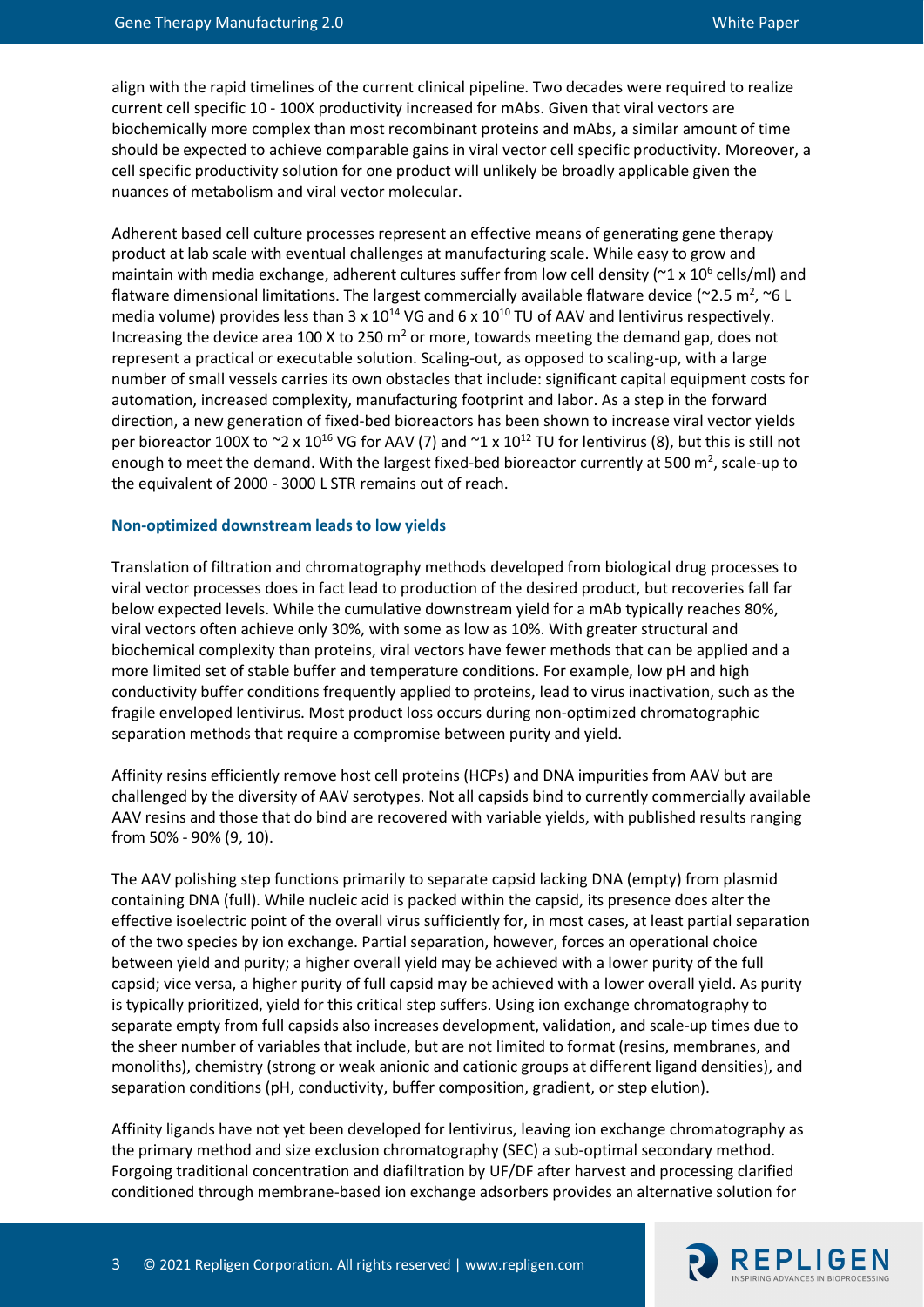align with the rapid timelines of the current clinical pipeline. Two decades were required to realize current cell specific 10 - 100X productivity increased for mAbs. Given that viral vectors are biochemically more complex than most recombinant proteins and mAbs, a similar amount of time should be expected to achieve comparable gains in viral vector cell specific productivity. Moreover, a cell specific productivity solution for one product will unlikely be broadly applicable given the nuances of metabolism and viral vector molecular.

Adherent based cell culture processes represent an effective means of generating gene therapy product at lab scale with eventual challenges at manufacturing scale. While easy to grow and maintain with media exchange, adherent cultures suffer from low cell density (~1 x $10^6$ cells/ml) and flatware dimensional limitations. The largest commercially available flatware device (~2.5 $m^2$, ~6 L media volume) provides less than 3 x $10^{14}$ VG and 6 x $10^{10}$ TU of AAV and lentivirus respectively. Increasing the device area 100 X to 250 $m^2$ or more, towards meeting the demand gap, does not represent a practical or executable solution. Scaling-out, as opposed to scaling-up, with a large number of small vessels carries its own obstacles that include: significant capital equipment costs for automation, increased complexity, manufacturing footprint and labor. As a step in the forward direction, a new generation of fixed-bed bioreactors has been shown to increase viral vector yields per bioreactor 100X to ~2 x $10^{16}$ VG for AAV (7) and ~1 x $10^{12}$ TU for lentivirus (8), but this is still not enough to meet the demand. With the largest fixed-bed bioreactor currently at 500 $m^2$, scale-up to the equivalent of 2000 - 3000 L STR remains out of reach.

**Non-optimized downstream leads to low yields**

Translation of filtration and chromatography methods developed from biological drug processes to viral vector processes does in fact lead to production of the desired product, but recoveries fall far below expected levels. While the cumulative downstream yield for a mAb typically reaches 80%, viral vectors often achieve only 30%, with some as low as 10%. With greater structural and biochemical complexity than proteins, viral vectors have fewer methods that can be applied and a more limited set of stable buffer and temperature conditions. For example, low pH and high conductivity buffer conditions frequently applied to proteins, lead to virus inactivation, such as the fragile enveloped lentivirus. Most product loss occurs during non-optimized chromatographic separation methods that require a compromise between purity and yield.

Affinity resins efficiently remove host cell proteins (HCPs) and DNA impurities from AAV but are challenged by the diversity of AAV serotypes. Not all capsids bind to currently commercially available AAV resins and those that do bind are recovered with variable yields, with published results ranging from 50% - 90% (9, 10).

The AAV polishing step functions primarily to separate capsid lacking DNA (empty) from plasmid containing DNA (full). While nucleic acid is packed within the capsid, its presence does alter the effective isoelectric point of the overall virus sufficiently for, in most cases, at least partial separation of the two species by ion exchange. Partial separation, however, forces an operational choice between yield and purity; a higher overall yield may be achieved with a lower purity of the full capsid; vice versa, a higher purity of full capsid may be achieved with a lower overall yield. As purity is typically prioritized, yield for this critical step suffers. Using ion exchange chromatography to separate empty from full capsids also increases development, validation, and scale-up times due to the sheer number of variables that include, but are not limited to format (resins, membranes, and monoliths), chemistry (strong or weak anionic and cationic groups at different ligand densities), and separation conditions (pH, conductivity, buffer composition, gradient, or step elution).

Affinity ligands have not yet been developed for lentivirus, leaving ion exchange chromatography as the primary method and size exclusion chromatography (SEC) a sub-optimal secondary method. Forgoing traditional concentration and diafiltration by UF/DF after harvest and processing clarified conditioned through membrane-based ion exchange adsorbers provides an alternative solution for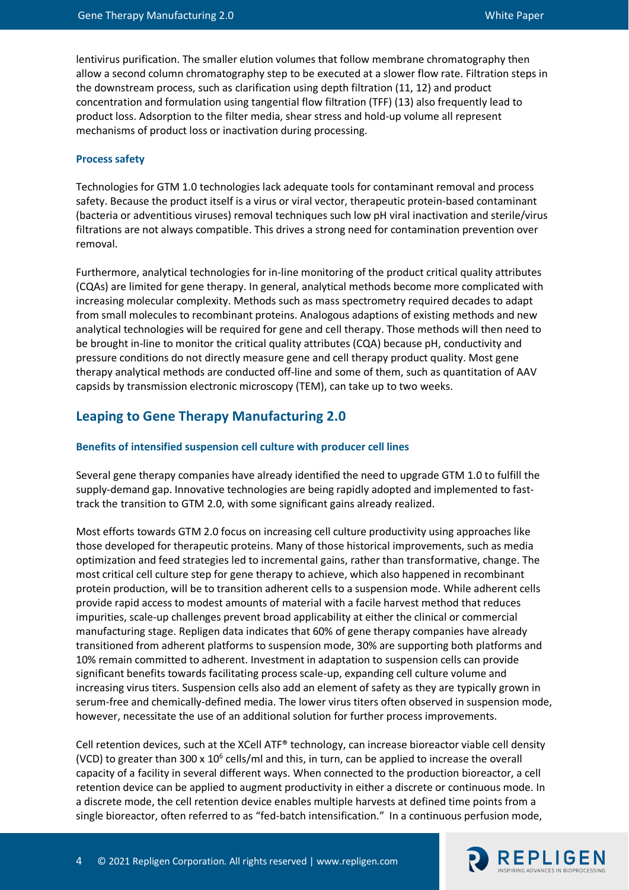lentivirus purification. The smaller elution volumes that follow membrane chromatography then allow a second column chromatography step to be executed at a slower flow rate. Filtration steps in the downstream process, such as clarification using depth filtration (11, 12) and product concentration and formulation using tangential flow filtration (TFF) (13) also frequently lead to product loss. Adsorption to the filter media, shear stress and hold-up volume all represent mechanisms of product loss or inactivation during processing.

### Process safety

Technologies for GTM 1.0 technologies lack adequate tools for contaminant removal and process safety. Because the product itself is a virus or viral vector, therapeutic protein-based contaminant (bacteria or adventitious viruses) removal techniques such low pH viral inactivation and sterile/virus filtrations are not always compatible. This drives a strong need for contamination prevention over removal.

Furthermore, analytical technologies for in-line monitoring of the product critical quality attributes (CQAs) are limited for gene therapy. In general, analytical methods become more complicated with increasing molecular complexity. Methods such as mass spectrometry required decades to adapt from small molecules to recombinant proteins. Analogous adaptions of existing methods and new analytical technologies will be required for gene and cell therapy. Those methods will then need to be brought in-line to monitor the critical quality attributes (CQA) because pH, conductivity and pressure conditions do not directly measure gene and cell therapy product quality. Most gene therapy analytical methods are conducted off-line and some of them, such as quantitation of AAV capsids by transmission electronic microscopy (TEM), can take up to two weeks.

## Leaping to Gene Therapy Manufacturing 2.0

### Benefits of intensified suspension cell culture with producer cell lines

Several gene therapy companies have already identified the need to upgrade GTM 1.0 to fulfill the supply-demand gap. Innovative technologies are being rapidly adopted and implemented to fast-track the transition to GTM 2.0, with some significant gains already realized.

Most efforts towards GTM 2.0 focus on increasing cell culture productivity using approaches like those developed for therapeutic proteins. Many of those historical improvements, such as media optimization and feed strategies led to incremental gains, rather than transformative, change. The most critical cell culture step for gene therapy to achieve, which also happened in recombinant protein production, will be to transition adherent cells to a suspension mode. While adherent cells provide rapid access to modest amounts of material with a facile harvest method that reduces impurities, scale-up challenges prevent broad applicability at either the clinical or commercial manufacturing stage. Repligen data indicates that 60% of gene therapy companies have already transitioned from adherent platforms to suspension mode, 30% are supporting both platforms and 10% remain committed to adherent. Investment in adaptation to suspension cells can provide significant benefits towards facilitating process scale-up, expanding cell culture volume and increasing virus titers. Suspension cells also add an element of safety as they are typically grown in serum-free and chemically-defined media. The lower virus titers often observed in suspension mode, however, necessitate the use of an additional solution for further process improvements.

Cell retention devices, such at the XCell ATF® technology, can increase bioreactor viable cell density (VCD) to greater than 300 x $10^6$ cells/ml and this, in turn, can be applied to increase the overall capacity of a facility in several different ways. When connected to the production bioreactor, a cell retention device can be applied to augment productivity in either a discrete or continuous mode. In a discrete mode, the cell retention device enables multiple harvests at defined time points from a single bioreactor, often referred to as "fed-batch intensification." In a continuous perfusion mode,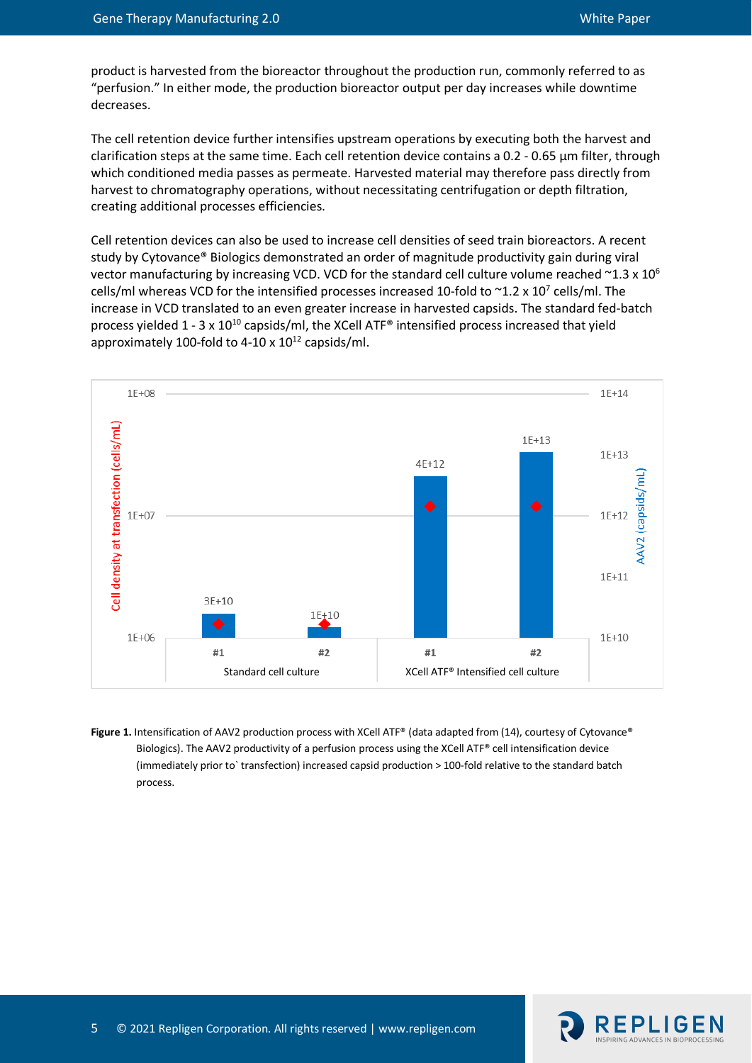product is harvested from the bioreactor throughout the production run, commonly referred to as "perfusion." In either mode, the production bioreactor output per day increases while downtime decreases.

The cell retention device further intensifies upstream operations by executing both the harvest and clarification steps at the same time. Each cell retention device contains a 0.2 - 0.65 µm filter, through which conditioned media passes as permeate. Harvested material may therefore pass directly from harvest to chromatography operations, without necessitating centrifugation or depth filtration, creating additional processes efficiencies.

Cell retention devices can also be used to increase cell densities of seed train bioreactors. A recent study by Cytovance® Biologics demonstrated an order of magnitude productivity gain during viral vector manufacturing by increasing VCD. VCD for the standard cell culture volume reached ~1.3 x $10^6$ cells/ml whereas VCD for the intensified processes increased 10-fold to ~1.2 x $10^7$ cells/ml. The increase in VCD translated to an even greater increase in harvested capsids. The standard fed-batch process yielded 1 - 3 x $10^{10}$ capsids/ml, the XCell ATF® intensified process increased that yield approximately 100-fold to 4-10 x $10^{12}$ capsids/ml.

Cell density at transfection (cells/mL)

AAV2 (capsids/mL)

1E+08
1E+07
1E+06

1E+14
1E+13
1E+12
1E+11
1E+10

3E+10
1E+10
4E+12
1E+13

#1
#2
Standard cell culture

#1
#2
XCell ATF® Intensified cell culture

**Figure 1.** Intensification of AAV2 production process with XCell ATF® (data adapted from (14), courtesy of Cytovance® Biologics). The AAV2 productivity of a perfusion process using the XCell ATF® cell intensification device (immediately prior to` transfection) increased capsid production > 100-fold relative to the standard batch process.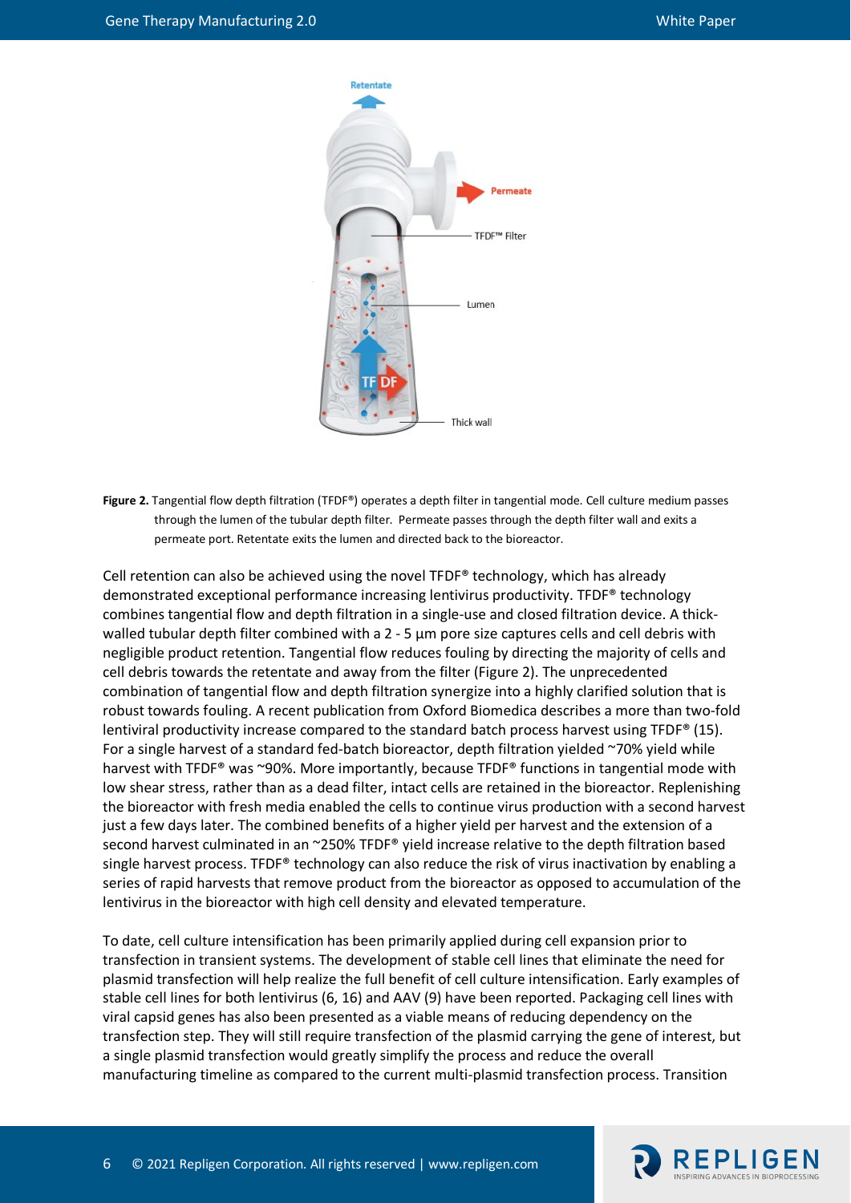Retentate

Permeate

TFDF™ Filter

Lumen

TF DF

Thick wall

**Figure 2.** Tangential flow depth filtration (TFDF®) operates a depth filter in tangential mode. Cell culture medium passes through the lumen of the tubular depth filter. Permeate passes through the depth filter wall and exits a permeate port. Retentate exits the lumen and directed back to the bioreactor.

Cell retention can also be achieved using the novel TFDF® technology, which has already demonstrated exceptional performance increasing lentivirus productivity. TFDF® technology combines tangential flow and depth filtration in a single-use and closed filtration device. A thick-walled tubular depth filter combined with a 2 - 5 µm pore size captures cells and cell debris with negligible product retention. Tangential flow reduces fouling by directing the majority of cells and cell debris towards the retentate and away from the filter (Figure 2). The unprecedented combination of tangential flow and depth filtration synergize into a highly clarified solution that is robust towards fouling. A recent publication from Oxford Biomedica describes a more than two-fold lentiviral productivity increase compared to the standard batch process harvest using TFDF® (15). For a single harvest of a standard fed-batch bioreactor, depth filtration yielded ~70% yield while harvest with TFDF® was ~90%. More importantly, because TFDF® functions in tangential mode with low shear stress, rather than as a dead filter, intact cells are retained in the bioreactor. Replenishing the bioreactor with fresh media enabled the cells to continue virus production with a second harvest just a few days later. The combined benefits of a higher yield per harvest and the extension of a second harvest culminated in an ~250% TFDF® yield increase relative to the depth filtration based single harvest process. TFDF® technology can also reduce the risk of virus inactivation by enabling a series of rapid harvests that remove product from the bioreactor as opposed to accumulation of the lentivirus in the bioreactor with high cell density and elevated temperature.

To date, cell culture intensification has been primarily applied during cell expansion prior to transfection in transient systems. The development of stable cell lines that eliminate the need for plasmid transfection will help realize the full benefit of cell culture intensification. Early examples of stable cell lines for both lentivirus (6, 16) and AAV (9) have been reported. Packaging cell lines with viral capsid genes has also been presented as a viable means of reducing dependency on the transfection step. They will still require transfection of the plasmid carrying the gene of interest, but a single plasmid transfection would greatly simplify the process and reduce the overall manufacturing timeline as compared to the current multi-plasmid transfection process. Transition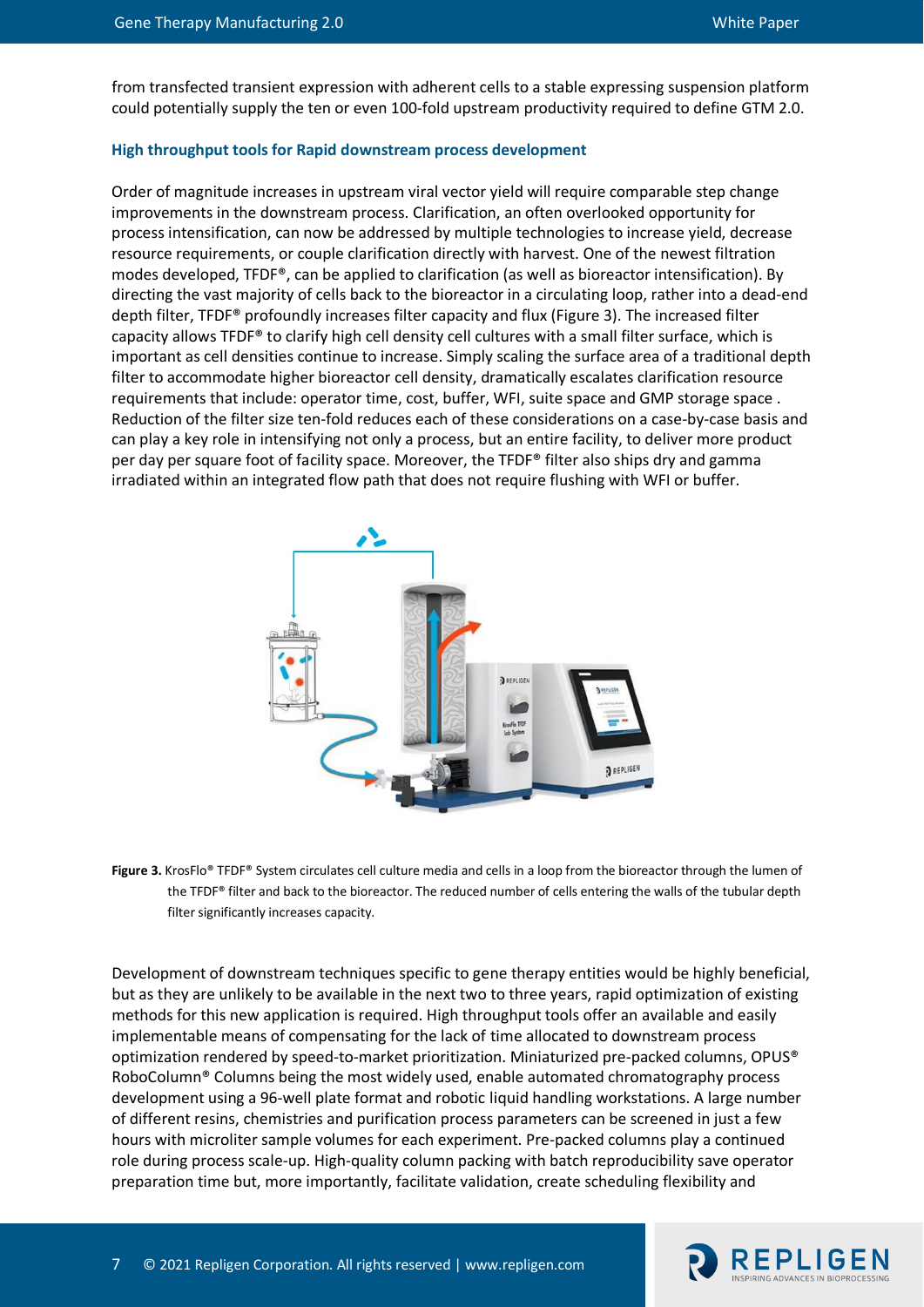from transfected transient expression with adherent cells to a stable expressing suspension platform could potentially supply the ten or even 100-fold upstream productivity required to define GTM 2.0.

### High throughput tools for Rapid downstream process development

Order of magnitude increases in upstream viral vector yield will require comparable step change improvements in the downstream process. Clarification, an often overlooked opportunity for process intensification, can now be addressed by multiple technologies to increase yield, decrease resource requirements, or couple clarification directly with harvest. One of the newest filtration modes developed, TFDF®, can be applied to clarification (as well as bioreactor intensification). By directing the vast majority of cells back to the bioreactor in a circulating loop, rather into a dead-end depth filter, TFDF® profoundly increases filter capacity and flux (Figure 3). The increased filter capacity allows TFDF® to clarify high cell density cell cultures with a small filter surface, which is important as cell densities continue to increase. Simply scaling the surface area of a traditional depth filter to accommodate higher bioreactor cell density, dramatically escalates clarification resource requirements that include: operator time, cost, buffer, WFI, suite space and GMP storage space . Reduction of the filter size ten-fold reduces each of these considerations on a case-by-case basis and can play a key role in intensifying not only a process, but an entire facility, to deliver more product per day per square foot of facility space. Moreover, the TFDF® filter also ships dry and gamma irradiated within an integrated flow path that does not require flushing with WFI or buffer.

**Figure 3.** KrosFlo® TFDF® System circulates cell culture media and cells in a loop from the bioreactor through the lumen of the TFDF® filter and back to the bioreactor. The reduced number of cells entering the walls of the tubular depth filter significantly increases capacity.

Development of downstream techniques specific to gene therapy entities would be highly beneficial, but as they are unlikely to be available in the next two to three years, rapid optimization of existing methods for this new application is required. High throughput tools offer an available and easily implementable means of compensating for the lack of time allocated to downstream process optimization rendered by speed-to-market prioritization. Miniaturized pre-packed columns, OPUS® RoboColumn® Columns being the most widely used, enable automated chromatography process development using a 96-well plate format and robotic liquid handling workstations. A large number of different resins, chemistries and purification process parameters can be screened in just a few hours with microliter sample volumes for each experiment. Pre-packed columns play a continued role during process scale-up. High-quality column packing with batch reproducibility save operator preparation time but, more importantly, facilitate validation, create scheduling flexibility and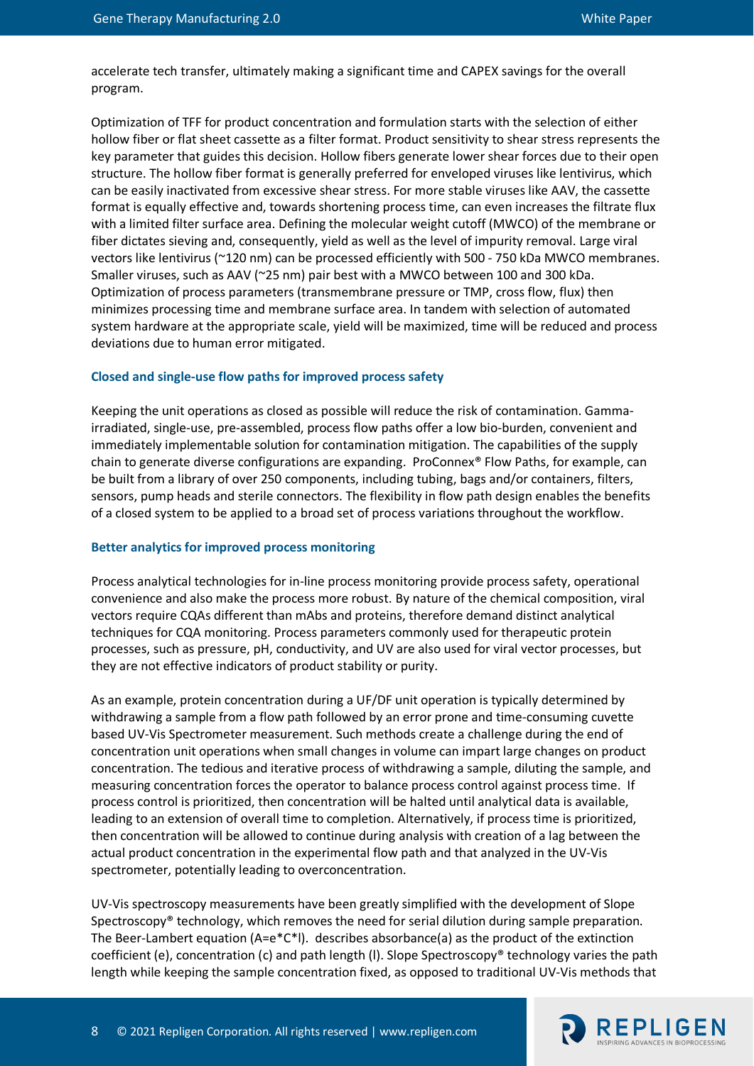accelerate tech transfer, ultimately making a significant time and CAPEX savings for the overall program.

Optimization of TFF for product concentration and formulation starts with the selection of either hollow fiber or flat sheet cassette as a filter format. Product sensitivity to shear stress represents the key parameter that guides this decision. Hollow fibers generate lower shear forces due to their open structure. The hollow fiber format is generally preferred for enveloped viruses like lentivirus, which can be easily inactivated from excessive shear stress. For more stable viruses like AAV, the cassette format is equally effective and, towards shortening process time, can even increases the filtrate flux with a limited filter surface area. Defining the molecular weight cutoff (MWCO) of the membrane or fiber dictates sieving and, consequently, yield as well as the level of impurity removal. Large viral vectors like lentivirus (~120 nm) can be processed efficiently with 500 - 750 kDa MWCO membranes. Smaller viruses, such as AAV (~25 nm) pair best with a MWCO between 100 and 300 kDa. Optimization of process parameters (transmembrane pressure or TMP, cross flow, flux) then minimizes processing time and membrane surface area. In tandem with selection of automated system hardware at the appropriate scale, yield will be maximized, time will be reduced and process deviations due to human error mitigated.

### Closed and single-use flow paths for improved process safety

Keeping the unit operations as closed as possible will reduce the risk of contamination. Gamma-irradiated, single-use, pre-assembled, process flow paths offer a low bio-burden, convenient and immediately implementable solution for contamination mitigation. The capabilities of the supply chain to generate diverse configurations are expanding. ProConnex® Flow Paths, for example, can be built from a library of over 250 components, including tubing, bags and/or containers, filters, sensors, pump heads and sterile connectors. The flexibility in flow path design enables the benefits of a closed system to be applied to a broad set of process variations throughout the workflow.

### Better analytics for improved process monitoring

Process analytical technologies for in-line process monitoring provide process safety, operational convenience and also make the process more robust. By nature of the chemical composition, viral vectors require CQAs different than mAbs and proteins, therefore demand distinct analytical techniques for CQA monitoring. Process parameters commonly used for therapeutic protein processes, such as pressure, pH, conductivity, and UV are also used for viral vector processes, but they are not effective indicators of product stability or purity.

As an example, protein concentration during a UF/DF unit operation is typically determined by withdrawing a sample from a flow path followed by an error prone and time-consuming cuvette based UV-Vis Spectrometer measurement. Such methods create a challenge during the end of concentration unit operations when small changes in volume can impart large changes on product concentration. The tedious and iterative process of withdrawing a sample, diluting the sample, and measuring concentration forces the operator to balance process control against process time. If process control is prioritized, then concentration will be halted until analytical data is available, leading to an extension of overall time to completion. Alternatively, if process time is prioritized, then concentration will be allowed to continue during analysis with creation of a lag between the actual product concentration in the experimental flow path and that analyzed in the UV-Vis spectrometer, potentially leading to overconcentration.

UV-Vis spectroscopy measurements have been greatly simplified with the development of Slope Spectroscopy® technology, which removes the need for serial dilution during sample preparation. The Beer-Lambert equation ($A=e*C*l$). describes absorbance(a) as the product of the extinction coefficient (e), concentration (c) and path length (l). Slope Spectroscopy® technology varies the path length while keeping the sample concentration fixed, as opposed to traditional UV-Vis methods that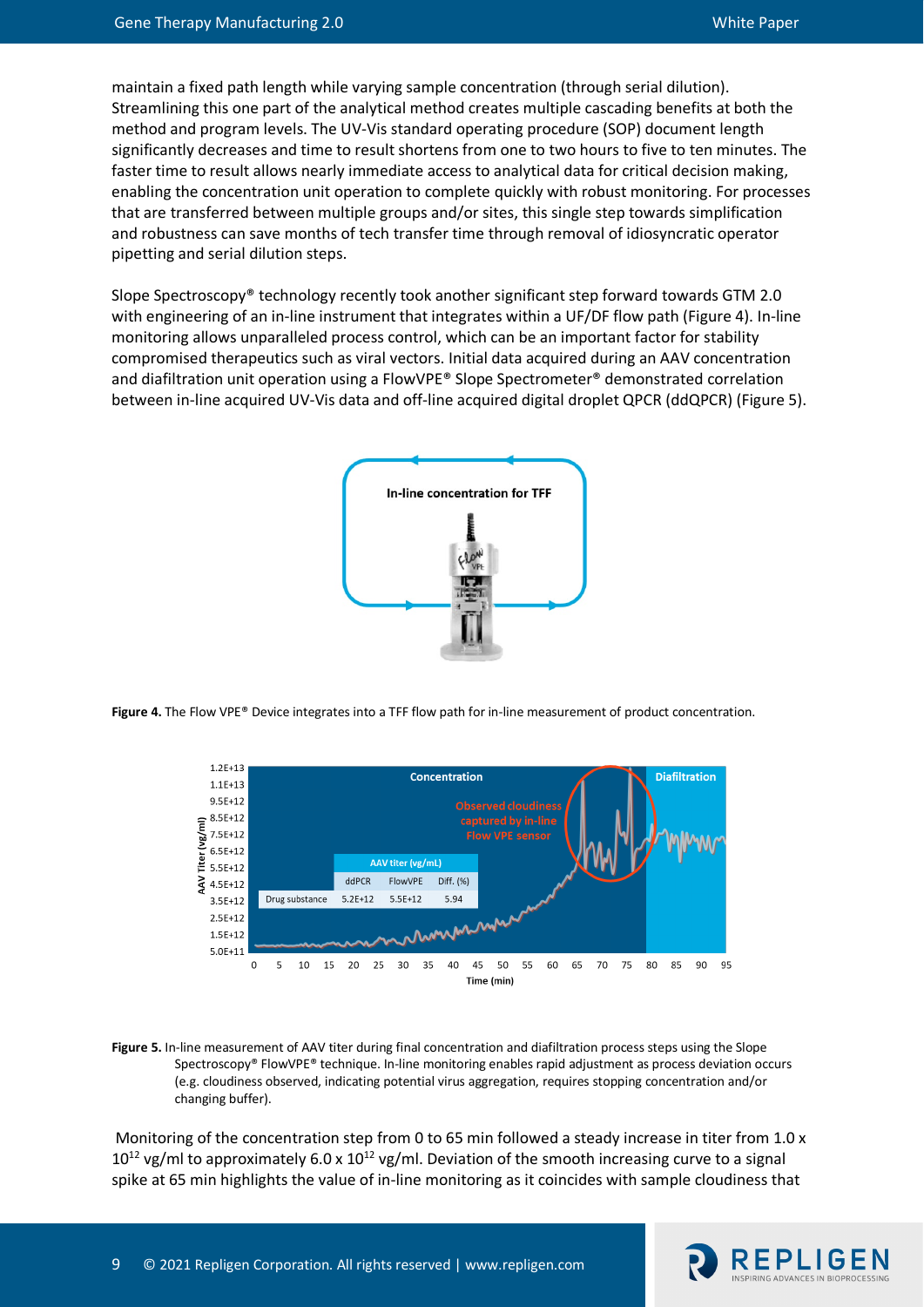maintain a fixed path length while varying sample concentration (through serial dilution). Streamlining this one part of the analytical method creates multiple cascading benefits at both the method and program levels. The UV-Vis standard operating procedure (SOP) document length significantly decreases and time to result shortens from one to two hours to five to ten minutes. The faster time to result allows nearly immediate access to analytical data for critical decision making, enabling the concentration unit operation to complete quickly with robust monitoring. For processes that are transferred between multiple groups and/or sites, this single step towards simplification and robustness can save months of tech transfer time through removal of idiosyncratic operator pipetting and serial dilution steps.

Slope Spectroscopy® technology recently took another significant step forward towards GTM 2.0 with engineering of an in-line instrument that integrates within a UF/DF flow path (Figure 4). In-line monitoring allows unparalleled process control, which can be an important factor for stability compromised therapeutics such as viral vectors. Initial data acquired during an AAV concentration and diafiltration unit operation using a FlowVPE® Slope Spectrometer® demonstrated correlation between in-line acquired UV-Vis data and off-line acquired digital droplet QPCR (ddQPCR) (Figure 5).

**Figure 4.** The Flow VPE® Device integrates into a TFF flow path for in-line measurement of product concentration.

| AAV titer (vg/mL) | ddPCR | FlowVPE | Diff. (%) |
|---|---|---|---|
| Drug substance | 5.2E+12 | 5.5E+12 | 5.94 |

**Figure 5.** In-line measurement of AAV titer during final concentration and diafiltration process steps using the Slope Spectroscopy® FlowVPE® technique. In-line monitoring enables rapid adjustment as process deviation occurs (e.g. cloudiness observed, indicating potential virus aggregation, requires stopping concentration and/or changing buffer).

Monitoring of the concentration step from 0 to 65 min followed a steady increase in titer from 1.0 x $10^{12}$ vg/ml to approximately 6.0 x $10^{12}$ vg/ml. Deviation of the smooth increasing curve to a signal spike at 65 min highlights the value of in-line monitoring as it coincides with sample cloudiness that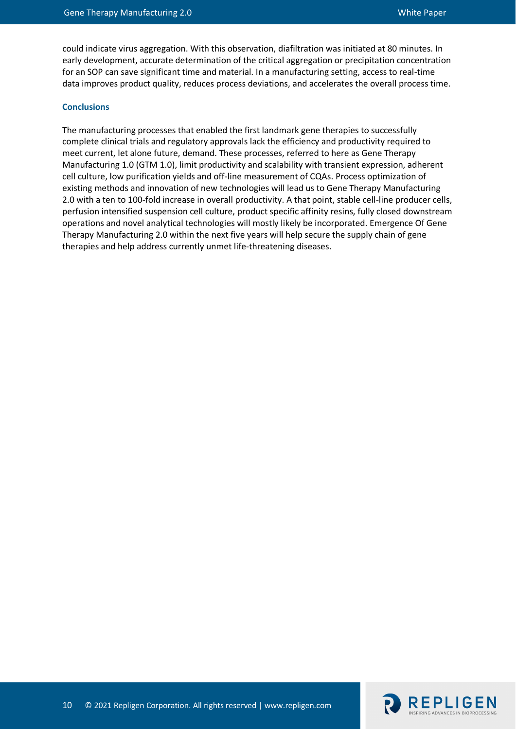could indicate virus aggregation. With this observation, diafiltration was initiated at 80 minutes. In early development, accurate determination of the critical aggregation or precipitation concentration for an SOP can save significant time and material. In a manufacturing setting, access to real-time data improves product quality, reduces process deviations, and accelerates the overall process time.

### Conclusions

The manufacturing processes that enabled the first landmark gene therapies to successfully complete clinical trials and regulatory approvals lack the efficiency and productivity required to meet current, let alone future, demand. These processes, referred to here as Gene Therapy Manufacturing 1.0 (GTM 1.0), limit productivity and scalability with transient expression, adherent cell culture, low purification yields and off-line measurement of CQAs. Process optimization of existing methods and innovation of new technologies will lead us to Gene Therapy Manufacturing 2.0 with a ten to 100-fold increase in overall productivity. A that point, stable cell-line producer cells, perfusion intensified suspension cell culture, product specific affinity resins, fully closed downstream operations and novel analytical technologies will mostly likely be incorporated. Emergence Of Gene Therapy Manufacturing 2.0 within the next five years will help secure the supply chain of gene therapies and help address currently unmet life-threatening diseases.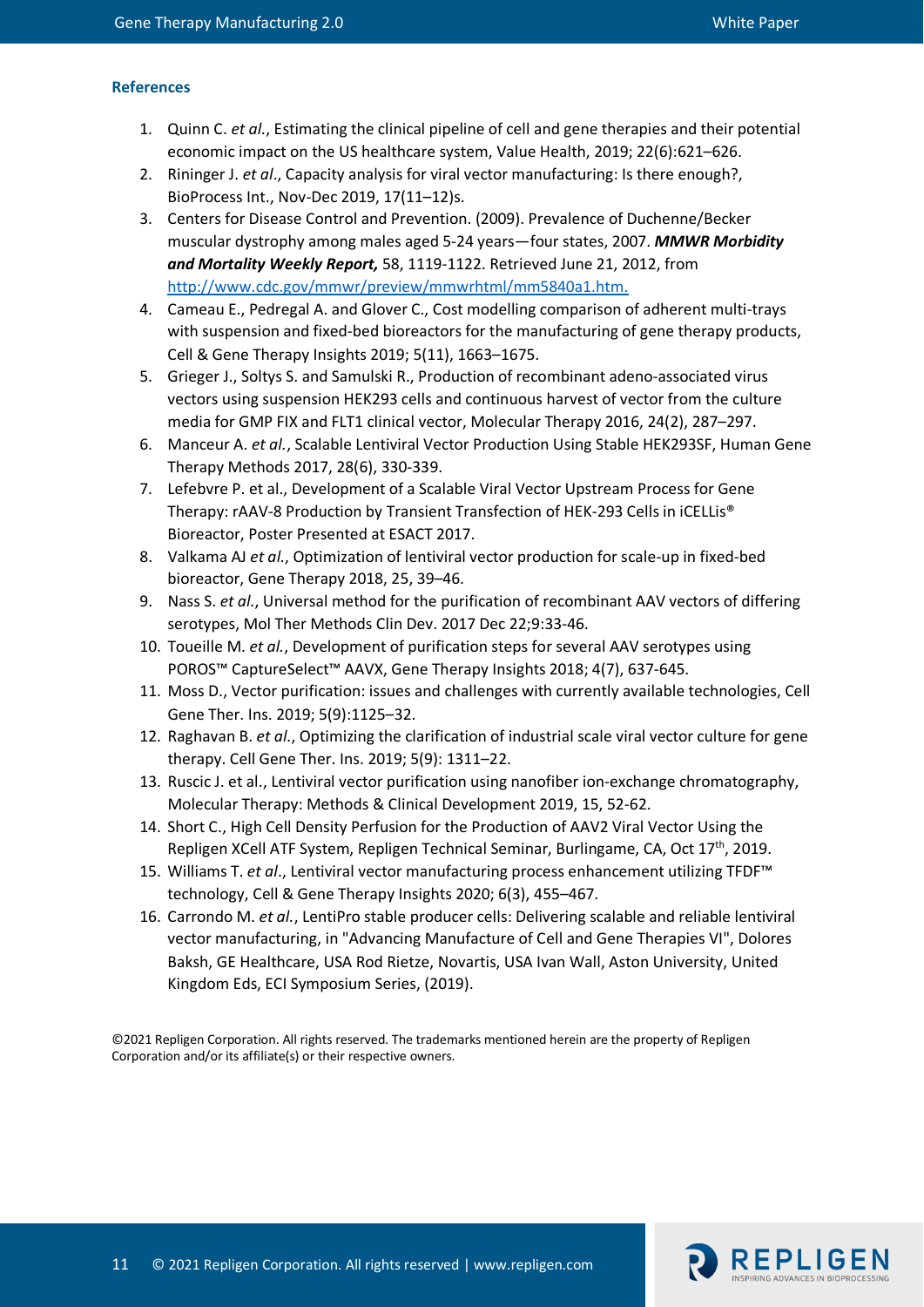## References

1. Quinn C. *et al.*, Estimating the clinical pipeline of cell and gene therapies and their potential economic impact on the US healthcare system, Value Health, 2019; 22(6):621–626.
2. Rininger J. *et al*., Capacity analysis for viral vector manufacturing: Is there enough?, BioProcess Int., Nov-Dec 2019, 17(11–12)s.
3. Centers for Disease Control and Prevention. (2009). Prevalence of Duchenne/Becker muscular dystrophy among males aged 5-24 years—four states, 2007. ***MMWR Morbidity and Mortality Weekly Report,*** 58, 1119-1122. Retrieved June 21, 2012, from [http://www.cdc.gov/mmwr/preview/mmwrhtml/mm5840a1.htm.](http://www.cdc.gov/mmwr/preview/mmwrhtml/mm5840a1.htm)
4. Cameau E., Pedregal A. and Glover C., Cost modelling comparison of adherent multi-trays with suspension and fixed-bed bioreactors for the manufacturing of gene therapy products, Cell & Gene Therapy Insights 2019; 5(11), 1663–1675.
5. Grieger J., Soltys S. and Samulski R., Production of recombinant adeno-associated virus vectors using suspension HEK293 cells and continuous harvest of vector from the culture media for GMP FIX and FLT1 clinical vector, Molecular Therapy 2016, 24(2), 287–297.
6. Manceur A. *et al.*, Scalable Lentiviral Vector Production Using Stable HEK293SF, Human Gene Therapy Methods 2017, 28(6), 330-339.
7. Lefebvre P. et al., Development of a Scalable Viral Vector Upstream Process for Gene Therapy: rAAV-8 Production by Transient Transfection of HEK-293 Cells in iCELLis® Bioreactor, Poster Presented at ESACT 2017.
8. Valkama AJ *et al.*, Optimization of lentiviral vector production for scale-up in fixed-bed bioreactor, Gene Therapy 2018, 25, 39–46.
9. Nass S. *et al.*, Universal method for the purification of recombinant AAV vectors of differing serotypes, Mol Ther Methods Clin Dev. 2017 Dec 22;9:33-46.
10. Toueille M. *et al.*, Development of purification steps for several AAV serotypes using POROS™ CaptureSelect™ AAVX, Gene Therapy Insights 2018; 4(7), 637-645.
11. Moss D., Vector purification: issues and challenges with currently available technologies, Cell Gene Ther. Ins. 2019; 5(9):1125–32.
12. Raghavan B. *et al.*, Optimizing the clarification of industrial scale viral vector culture for gene therapy. Cell Gene Ther. Ins. 2019; 5(9): 1311–22.
13. Ruscic J. et al., Lentiviral vector purification using nanofiber ion-exchange chromatography, Molecular Therapy: Methods & Clinical Development 2019, 15, 52-62.
14. Short C., High Cell Density Perfusion for the Production of AAV2 Viral Vector Using the Repligen XCell ATF System, Repligen Technical Seminar, Burlingame, CA, Oct 17th, 2019.
15. Williams T. *et al*., Lentiviral vector manufacturing process enhancement utilizing TFDF™ technology, Cell & Gene Therapy Insights 2020; 6(3), 455–467.
16. Carrondo M. *et al.*, LentiPro stable producer cells: Delivering scalable and reliable lentiviral vector manufacturing, in "Advancing Manufacture of Cell and Gene Therapies VI", Dolores Baksh, GE Healthcare, USA Rod Rietze, Novartis, USA Ivan Wall, Aston University, United Kingdom Eds, ECI Symposium Series, (2019).

©2021 Repligen Corporation. All rights reserved. The trademarks mentioned herein are the property of Repligen Corporation and/or its affiliate(s) or their respective owners.